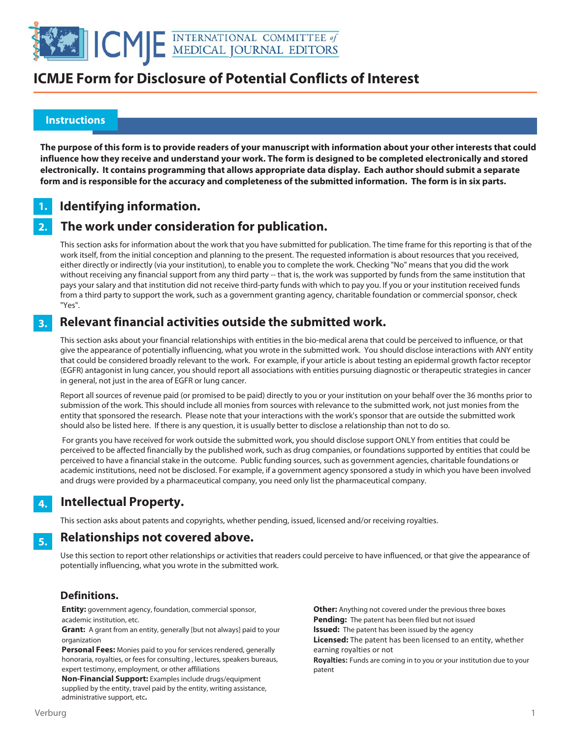# ICMJE Form for Disclosure of Potential Conflicts of Interest

## Instructions

**The purpose of this form is to provide readers of your manuscript with information about your other interests that could influence how they receive and understand your work. The form is designed to be completed electronically and stored electronically. It contains programming that allows appropriate data display. Each author should submit a separate form and is responsible for the accuracy and completeness of the submitted information. The form is in six parts.**

## 1. Identifying information.

## 2. The work under consideration for publication.

This section asks for information about the work that you have submitted for publication. The time frame for this reporting is that of the work itself, from the initial conception and planning to the present. The requested information is about resources that you received, either directly or indirectly (via your institution), to enable you to complete the work. Checking "No" means that you did the work without receiving any financial support from any third party -- that is, the work was supported by funds from the same institution that pays your salary and that institution did not receive third-party funds with which to pay you. If you or your institution received funds from a third party to support the work, such as a government granting agency, charitable foundation or commercial sponsor, check "Yes".

## 3. Relevant financial activities outside the submitted work.

This section asks about your financial relationships with entities in the bio-medical arena that could be perceived to influence, or that give the appearance of potentially influencing, what you wrote in the submitted work. You should disclose interactions with ANY entity that could be considered broadly relevant to the work. For example, if your article is about testing an epidermal growth factor receptor (EGFR) antagonist in lung cancer, you should report all associations with entities pursuing diagnostic or therapeutic strategies in cancer in general, not just in the area of EGFR or lung cancer.

Report all sources of revenue paid (or promised to be paid) directly to you or your institution on your behalf over the 36 months prior to submission of the work. This should include all monies from sources with relevance to the submitted work, not just monies from the entity that sponsored the research. Please note that your interactions with the work's sponsor that are outside the submitted work should also be listed here. If there is any question, it is usually better to disclose a relationship than not to do so.

For grants you have received for work outside the submitted work, you should disclose support ONLY from entities that could be perceived to be affected financially by the published work, such as drug companies, or foundations supported by entities that could be perceived to have a financial stake in the outcome. Public funding sources, such as government agencies, charitable foundations or academic institutions, need not be disclosed. For example, if a government agency sponsored a study in which you have been involved and drugs were provided by a pharmaceutical company, you need only list the pharmaceutical company.

## 4. Intellectual Property.

This section asks about patents and copyrights, whether pending, issued, licensed and/or receiving royalties.

## 5. Relationships not covered above.

Use this section to report other relationships or activities that readers could perceive to have influenced, or that give the appearance of potentially influencing, what you wrote in the submitted work.

### Definitions.

**Entity:** government agency, foundation, commercial sponsor, academic institution, etc.

**Grant:** A grant from an entity, generally [but not always] paid to your organization

**Personal Fees:** Monies paid to you for services rendered, generally honoraria, royalties, or fees for consulting , lectures, speakers bureaus, expert testimony, employment, or other affiliations

**Non-Financial Support:** Examples include drugs/equipment supplied by the entity, travel paid by the entity, writing assistance, administrative support, etc**.**

**Other:** Anything not covered under the previous three boxes

**Pending:** The patent has been filed but not issued

**Issued:** The patent has been issued by the agency

**Licensed:** The patent has been licensed to an entity, whether earning royalties or not

**Royalties:** Funds are coming in to you or your institution due to your patent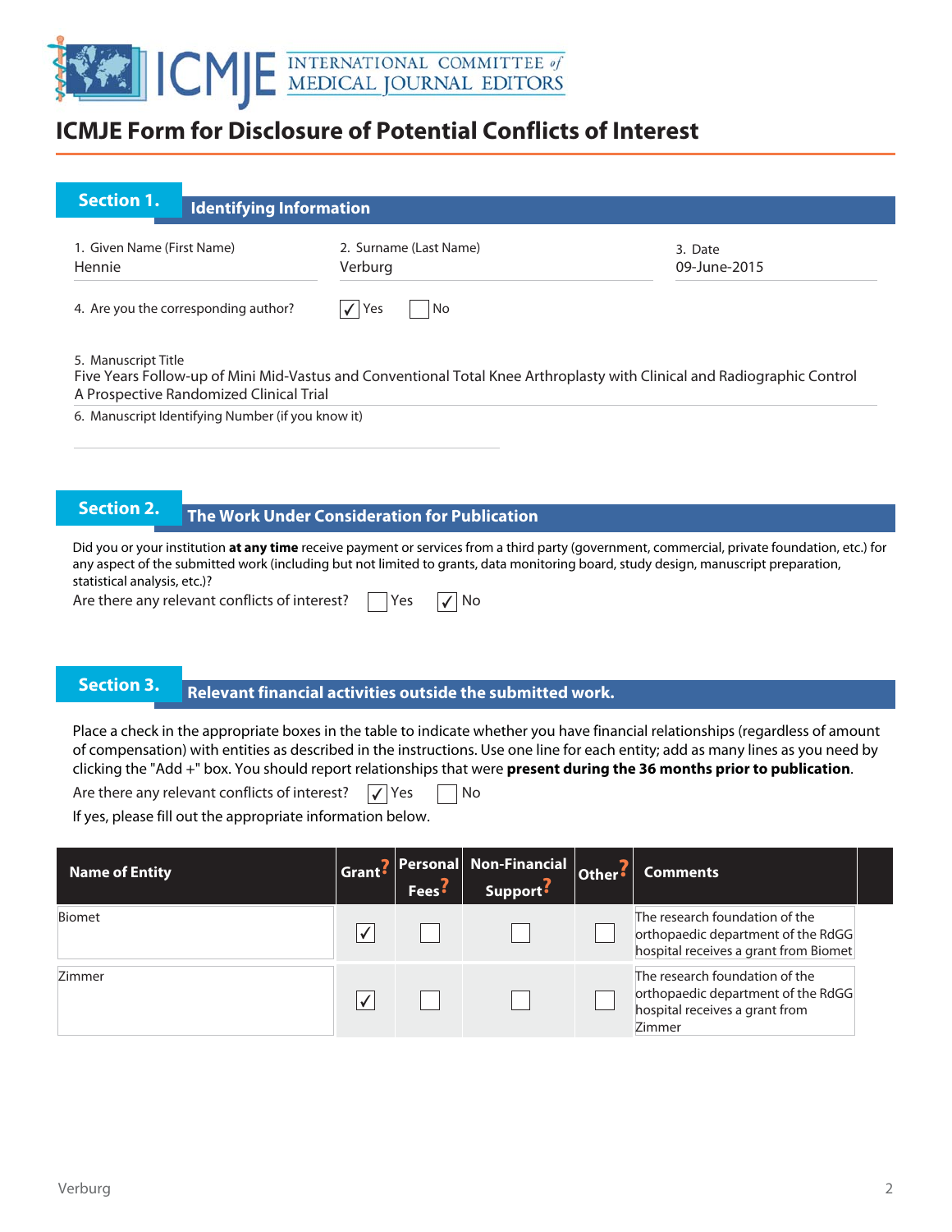# ICMJE Form for Disclosure of Potential Conflicts of Interest

## Section 1. Identifying Information

1. Given Name (First Name): Hennie
2. Surname (Last Name): Verburg
3. Date: 09-June-2015

4. Are you the corresponding author? ☑ Yes ☐ No

5. Manuscript Title
Five Years Follow-up of Mini Mid-Vastus and Conventional Total Knee Arthroplasty with Clinical and Radiographic Control A Prospective Randomized Clinical Trial

6. Manuscript Identifying Number (if you know it)

## Section 2. The Work Under Consideration for Publication

Did you or your institution **at any time** receive payment or services from a third party (government, commercial, private foundation, etc.) for any aspect of the submitted work (including but not limited to grants, data monitoring board, study design, manuscript preparation, statistical analysis, etc.)?

Are there any relevant conflicts of interest? ☐ Yes ☑ No

## Section 3. Relevant financial activities outside the submitted work.

Place a check in the appropriate boxes in the table to indicate whether you have financial relationships (regardless of amount of compensation) with entities as described in the instructions. Use one line for each entity; add as many lines as you need by clicking the "Add +" box. You should report relationships that were **present during the 36 months prior to publication**.

Are there any relevant conflicts of interest? ☑ Yes ☐ No

If yes, please fill out the appropriate information below.

| Name of Entity | Grant? | Personal Fees? | Non-Financial Support? | Other? | Comments |
|---|---|---|---|---|---|
| Biomet | ☑ | ☐ | ☐ | ☐ | The research foundation of the orthopaedic department of the RdGG hospital receives a grant from Biomet |
| Zimmer | ☑ | ☐ | ☐ | ☐ | The research foundation of the orthopaedic department of the RdGG hospital receives a grant from Zimmer |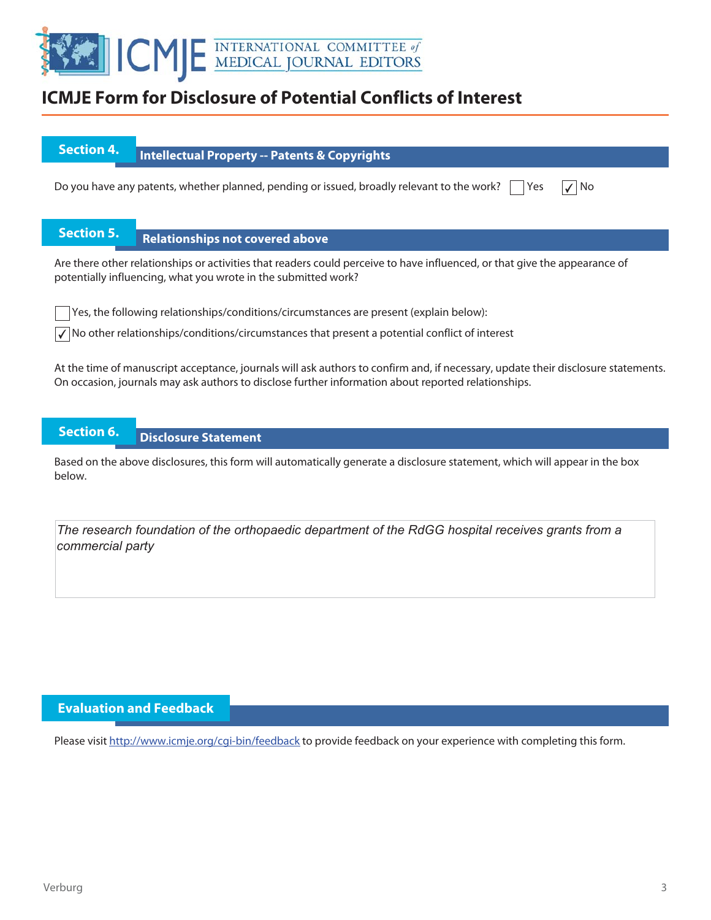# ICMJE Form for Disclosure of Potential Conflicts of Interest

## Section 4. Intellectual Property -- Patents & Copyrights

Do you have any patents, whether planned, pending or issued, broadly relevant to the work? ☐ Yes ☑ No

## Section 5. Relationships not covered above

Are there other relationships or activities that readers could perceive to have influenced, or that give the appearance of potentially influencing, what you wrote in the submitted work?

☐ Yes, the following relationships/conditions/circumstances are present (explain below):

☑ No other relationships/conditions/circumstances that present a potential conflict of interest

At the time of manuscript acceptance, journals will ask authors to confirm and, if necessary, update their disclosure statements. On occasion, journals may ask authors to disclose further information about reported relationships.

## Section 6. Disclosure Statement

Based on the above disclosures, this form will automatically generate a disclosure statement, which will appear in the box below.

*The research foundation of the orthopaedic department of the RdGG hospital receives grants from a commercial party*

## Evaluation and Feedback

Please visit http://www.icmje.org/cgi-bin/feedback to provide feedback on your experience with completing this form.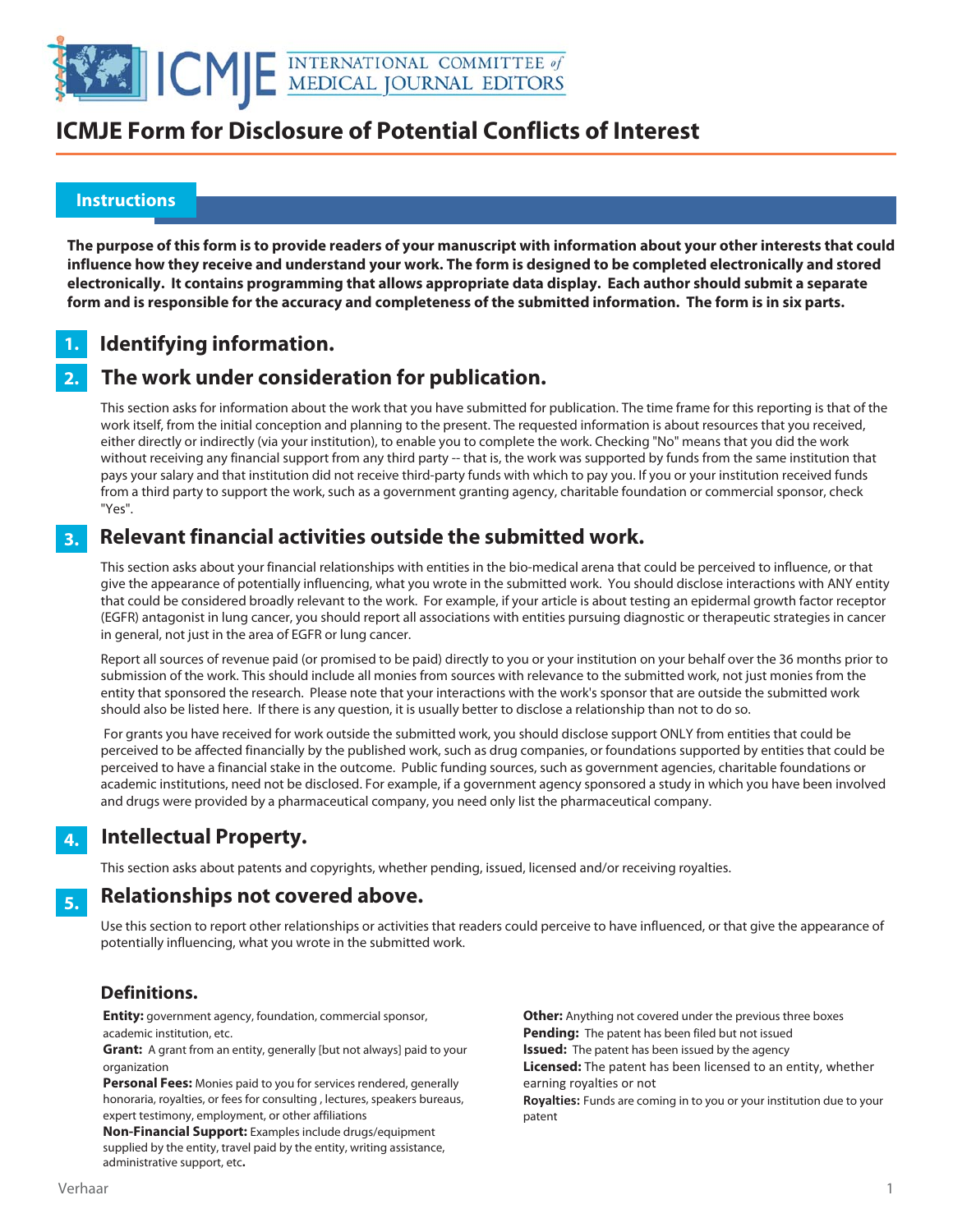# ICMJE Form for Disclosure of Potential Conflicts of Interest

## Instructions

**The purpose of this form is to provide readers of your manuscript with information about your other interests that could influence how they receive and understand your work. The form is designed to be completed electronically and stored electronically. It contains programming that allows appropriate data display. Each author should submit a separate form and is responsible for the accuracy and completeness of the submitted information. The form is in six parts.**

### 1. Identifying information.

### 2. The work under consideration for publication.

This section asks for information about the work that you have submitted for publication. The time frame for this reporting is that of the work itself, from the initial conception and planning to the present. The requested information is about resources that you received, either directly or indirectly (via your institution), to enable you to complete the work. Checking "No" means that you did the work without receiving any financial support from any third party -- that is, the work was supported by funds from the same institution that pays your salary and that institution did not receive third-party funds with which to pay you. If you or your institution received funds from a third party to support the work, such as a government granting agency, charitable foundation or commercial sponsor, check "Yes".

### 3. Relevant financial activities outside the submitted work.

This section asks about your financial relationships with entities in the bio-medical arena that could be perceived to influence, or that give the appearance of potentially influencing, what you wrote in the submitted work. You should disclose interactions with ANY entity that could be considered broadly relevant to the work. For example, if your article is about testing an epidermal growth factor receptor (EGFR) antagonist in lung cancer, you should report all associations with entities pursuing diagnostic or therapeutic strategies in cancer in general, not just in the area of EGFR or lung cancer.

Report all sources of revenue paid (or promised to be paid) directly to you or your institution on your behalf over the 36 months prior to submission of the work. This should include all monies from sources with relevance to the submitted work, not just monies from the entity that sponsored the research. Please note that your interactions with the work's sponsor that are outside the submitted work should also be listed here. If there is any question, it is usually better to disclose a relationship than not to do so.

For grants you have received for work outside the submitted work, you should disclose support ONLY from entities that could be perceived to be affected financially by the published work, such as drug companies, or foundations supported by entities that could be perceived to have a financial stake in the outcome. Public funding sources, such as government agencies, charitable foundations or academic institutions, need not be disclosed. For example, if a government agency sponsored a study in which you have been involved and drugs were provided by a pharmaceutical company, you need only list the pharmaceutical company.

### 4. Intellectual Property.

This section asks about patents and copyrights, whether pending, issued, licensed and/or receiving royalties.

### 5. Relationships not covered above.

Use this section to report other relationships or activities that readers could perceive to have influenced, or that give the appearance of potentially influencing, what you wrote in the submitted work.

### Definitions.

**Entity:** government agency, foundation, commercial sponsor, academic institution, etc.

**Grant:** A grant from an entity, generally [but not always] paid to your organization

**Personal Fees:** Monies paid to you for services rendered, generally honoraria, royalties, or fees for consulting , lectures, speakers bureaus, expert testimony, employment, or other affiliations

**Non-Financial Support:** Examples include drugs/equipment supplied by the entity, travel paid by the entity, writing assistance, administrative support, etc**.**

**Other:** Anything not covered under the previous three boxes

**Pending:** The patent has been filed but not issued

**Issued:** The patent has been issued by the agency

**Licensed:** The patent has been licensed to an entity, whether earning royalties or not

**Royalties:** Funds are coming in to you or your institution due to your patent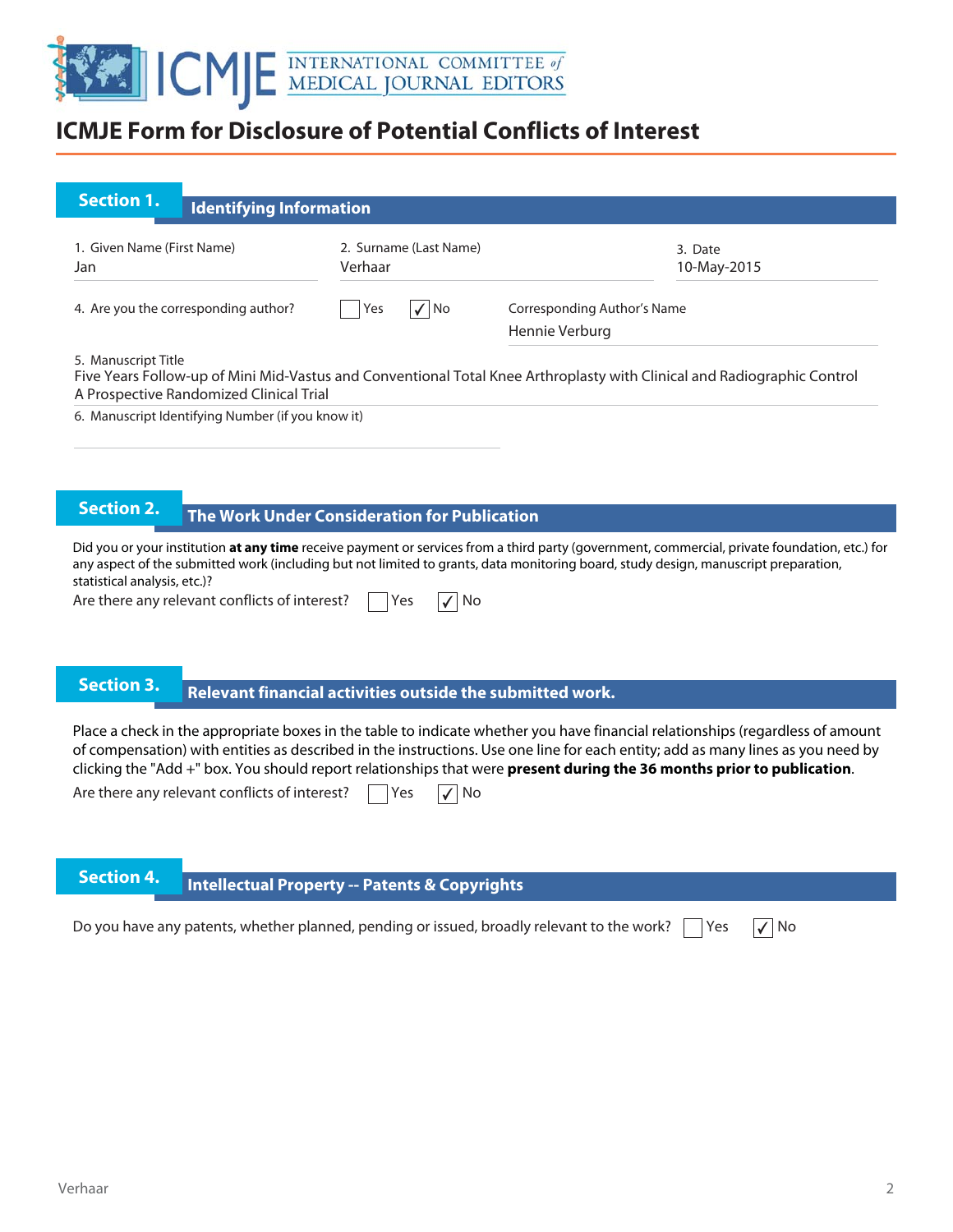# ICMJE Form for Disclosure of Potential Conflicts of Interest

## Section 1. Identifying Information

1. Given Name (First Name)
Jan

2. Surname (Last Name)
Verhaar

3. Date
10-May-2015

4. Are you the corresponding author? ☐ Yes ☑ No

Corresponding Author's Name
Hennie Verburg

5. Manuscript Title
Five Years Follow-up of Mini Mid-Vastus and Conventional Total Knee Arthroplasty with Clinical and Radiographic Control A Prospective Randomized Clinical Trial

6. Manuscript Identifying Number (if you know it)

## Section 2. The Work Under Consideration for Publication

Did you or your institution **at any time** receive payment or services from a third party (government, commercial, private foundation, etc.) for any aspect of the submitted work (including but not limited to grants, data monitoring board, study design, manuscript preparation, statistical analysis, etc.)?

Are there any relevant conflicts of interest? ☐ Yes ☑ No

## Section 3. Relevant financial activities outside the submitted work.

Place a check in the appropriate boxes in the table to indicate whether you have financial relationships (regardless of amount of compensation) with entities as described in the instructions. Use one line for each entity; add as many lines as you need by clicking the "Add +" box. You should report relationships that were **present during the 36 months prior to publication**.

Are there any relevant conflicts of interest? ☐ Yes ☑ No

## Section 4. Intellectual Property -- Patents & Copyrights

Do you have any patents, whether planned, pending or issued, broadly relevant to the work? ☐ Yes ☑ No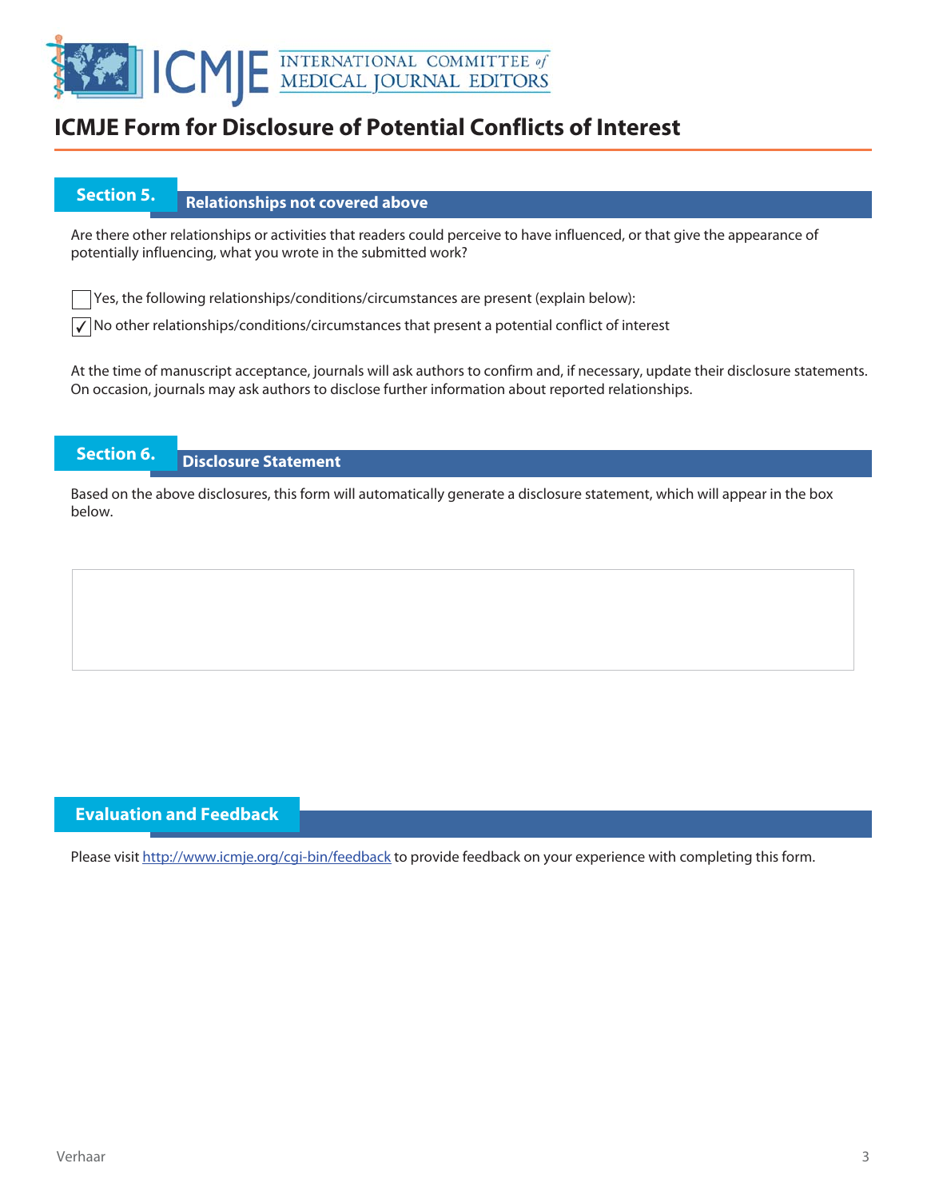# ICMJE Form for Disclosure of Potential Conflicts of Interest

## Section 5. Relationships not covered above

Are there other relationships or activities that readers could perceive to have influenced, or that give the appearance of potentially influencing, what you wrote in the submitted work?

☐ Yes, the following relationships/conditions/circumstances are present (explain below):

☑ No other relationships/conditions/circumstances that present a potential conflict of interest

At the time of manuscript acceptance, journals will ask authors to confirm and, if necessary, update their disclosure statements. On occasion, journals may ask authors to disclose further information about reported relationships.

## Section 6. Disclosure Statement

Based on the above disclosures, this form will automatically generate a disclosure statement, which will appear in the box below.

## Evaluation and Feedback

Please visit http://www.icmje.org/cgi-bin/feedback to provide feedback on your experience with completing this form.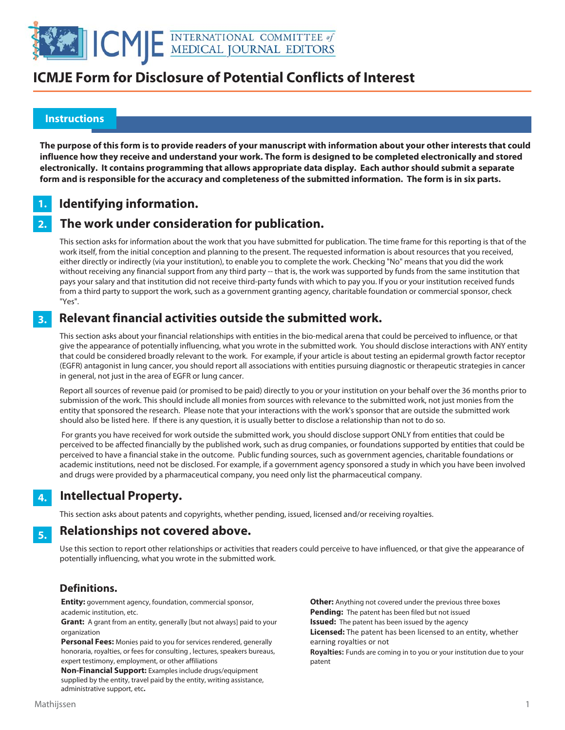# ICMJE Form for Disclosure of Potential Conflicts of Interest

## Instructions

**The purpose of this form is to provide readers of your manuscript with information about your other interests that could influence how they receive and understand your work. The form is designed to be completed electronically and stored electronically. It contains programming that allows appropriate data display. Each author should submit a separate form and is responsible for the accuracy and completeness of the submitted information. The form is in six parts.**

## 1. Identifying information.

## 2. The work under consideration for publication.

This section asks for information about the work that you have submitted for publication. The time frame for this reporting is that of the work itself, from the initial conception and planning to the present. The requested information is about resources that you received, either directly or indirectly (via your institution), to enable you to complete the work. Checking "No" means that you did the work without receiving any financial support from any third party -- that is, the work was supported by funds from the same institution that pays your salary and that institution did not receive third-party funds with which to pay you. If you or your institution received funds from a third party to support the work, such as a government granting agency, charitable foundation or commercial sponsor, check "Yes".

## 3. Relevant financial activities outside the submitted work.

This section asks about your financial relationships with entities in the bio-medical arena that could be perceived to influence, or that give the appearance of potentially influencing, what you wrote in the submitted work. You should disclose interactions with ANY entity that could be considered broadly relevant to the work. For example, if your article is about testing an epidermal growth factor receptor (EGFR) antagonist in lung cancer, you should report all associations with entities pursuing diagnostic or therapeutic strategies in cancer in general, not just in the area of EGFR or lung cancer.

Report all sources of revenue paid (or promised to be paid) directly to you or your institution on your behalf over the 36 months prior to submission of the work. This should include all monies from sources with relevance to the submitted work, not just monies from the entity that sponsored the research. Please note that your interactions with the work's sponsor that are outside the submitted work should also be listed here. If there is any question, it is usually better to disclose a relationship than not to do so.

For grants you have received for work outside the submitted work, you should disclose support ONLY from entities that could be perceived to be affected financially by the published work, such as drug companies, or foundations supported by entities that could be perceived to have a financial stake in the outcome. Public funding sources, such as government agencies, charitable foundations or academic institutions, need not be disclosed. For example, if a government agency sponsored a study in which you have been involved and drugs were provided by a pharmaceutical company, you need only list the pharmaceutical company.

## 4. Intellectual Property.

This section asks about patents and copyrights, whether pending, issued, licensed and/or receiving royalties.

## 5. Relationships not covered above.

Use this section to report other relationships or activities that readers could perceive to have influenced, or that give the appearance of potentially influencing, what you wrote in the submitted work.

### Definitions.

**Entity:** government agency, foundation, commercial sponsor, academic institution, etc.

**Grant:** A grant from an entity, generally [but not always] paid to your organization

**Personal Fees:** Monies paid to you for services rendered, generally honoraria, royalties, or fees for consulting , lectures, speakers bureaus, expert testimony, employment, or other affiliations

**Non-Financial Support:** Examples include drugs/equipment supplied by the entity, travel paid by the entity, writing assistance, administrative support, etc**.**

**Other:** Anything not covered under the previous three boxes

**Pending:** The patent has been filed but not issued

**Issued:** The patent has been issued by the agency

**Licensed:** The patent has been licensed to an entity, whether earning royalties or not

**Royalties:** Funds are coming in to you or your institution due to your patent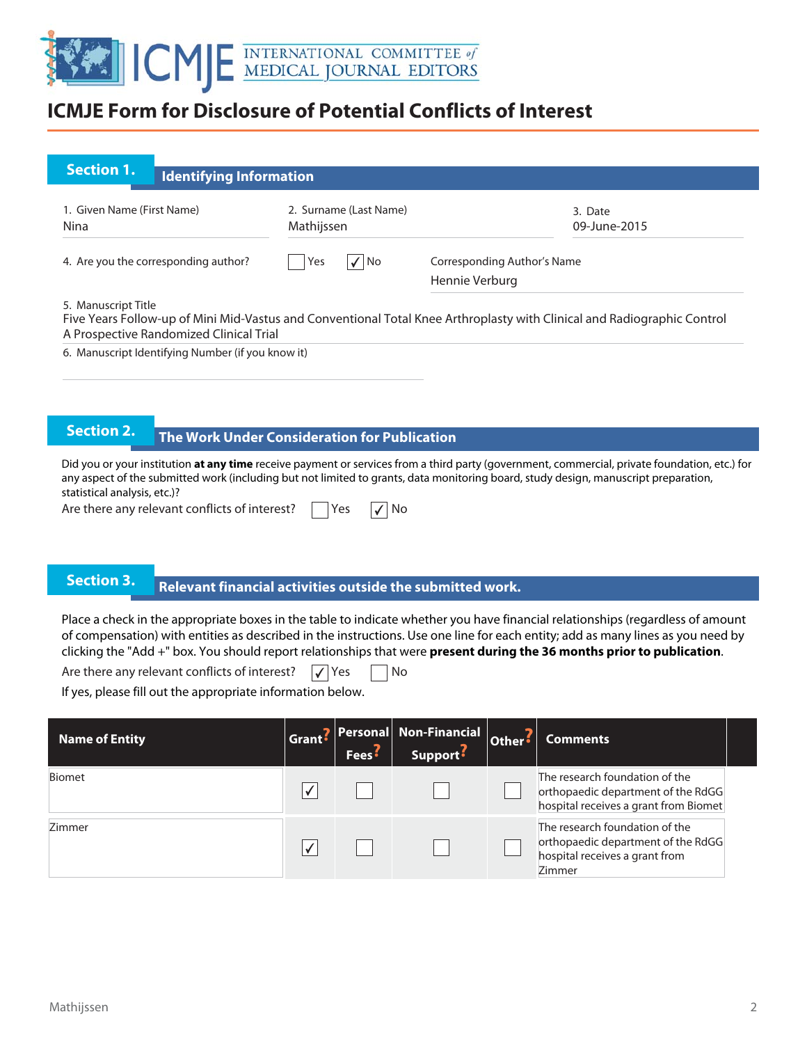# ICMJE Form for Disclosure of Potential Conflicts of Interest

## Section 1. Identifying Information

1. Given Name (First Name)
Nina

2. Surname (Last Name)
Mathijssen

3. Date
09-June-2015

4. Are you the corresponding author? ☐ Yes ☑ No

Corresponding Author's Name
Hennie Verburg

5. Manuscript Title
Five Years Follow-up of Mini Mid-Vastus and Conventional Total Knee Arthroplasty with Clinical and Radiographic Control A Prospective Randomized Clinical Trial

6. Manuscript Identifying Number (if you know it)

## Section 2. The Work Under Consideration for Publication

Did you or your institution **at any time** receive payment or services from a third party (government, commercial, private foundation, etc.) for any aspect of the submitted work (including but not limited to grants, data monitoring board, study design, manuscript preparation, statistical analysis, etc.)?

Are there any relevant conflicts of interest? ☐ Yes ☑ No

## Section 3. Relevant financial activities outside the submitted work.

Place a check in the appropriate boxes in the table to indicate whether you have financial relationships (regardless of amount of compensation) with entities as described in the instructions. Use one line for each entity; add as many lines as you need by clicking the "Add +" box. You should report relationships that were **present during the 36 months prior to publication**.

Are there any relevant conflicts of interest? ☑ Yes ☐ No

If yes, please fill out the appropriate information below.

| Name of Entity | Grant | Personal Fees | Non-Financial Support | Other | Comments |
|---|---|---|---|---|---|
| Biomet | ☑ | ☐ | ☐ | ☐ | The research foundation of the orthopaedic department of the RdGG hospital receives a grant from Biomet |
| Zimmer | ☑ | ☐ | ☐ | ☐ | The research foundation of the orthopaedic department of the RdGG hospital receives a grant from Zimmer |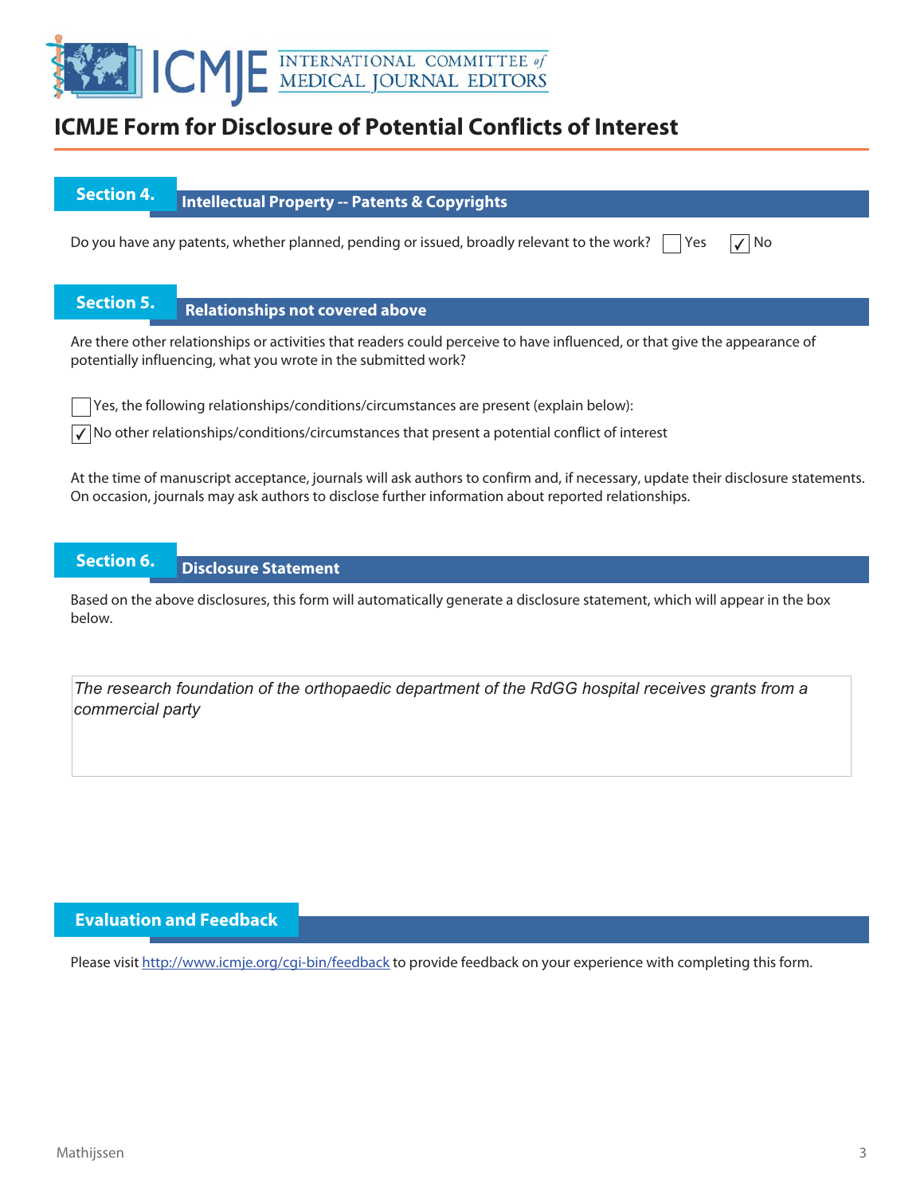# ICMJE Form for Disclosure of Potential Conflicts of Interest

## Section 4. Intellectual Property -- Patents & Copyrights

Do you have any patents, whether planned, pending or issued, broadly relevant to the work? ☐ Yes ☑ No

## Section 5. Relationships not covered above

Are there other relationships or activities that readers could perceive to have influenced, or that give the appearance of potentially influencing, what you wrote in the submitted work?

☐ Yes, the following relationships/conditions/circumstances are present (explain below):

☑ No other relationships/conditions/circumstances that present a potential conflict of interest

At the time of manuscript acceptance, journals will ask authors to confirm and, if necessary, update their disclosure statements. On occasion, journals may ask authors to disclose further information about reported relationships.

## Section 6. Disclosure Statement

Based on the above disclosures, this form will automatically generate a disclosure statement, which will appear in the box below.

*The research foundation of the orthopaedic department of the RdGG hospital receives grants from a commercial party*

## Evaluation and Feedback

Please visit http://www.icmje.org/cgi-bin/feedback to provide feedback on your experience with completing this form.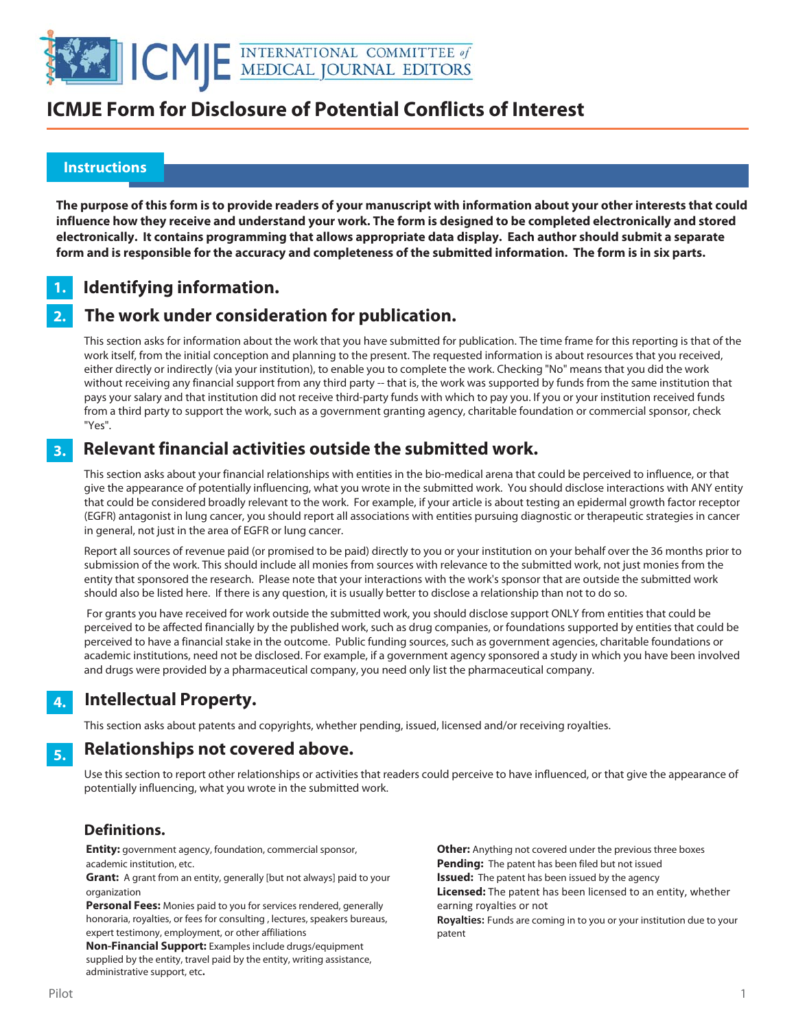# ICMJE Form for Disclosure of Potential Conflicts of Interest

## Instructions

**The purpose of this form is to provide readers of your manuscript with information about your other interests that could influence how they receive and understand your work. The form is designed to be completed electronically and stored electronically. It contains programming that allows appropriate data display. Each author should submit a separate form and is responsible for the accuracy and completeness of the submitted information. The form is in six parts.**

## 1. Identifying information.

## 2. The work under consideration for publication.

This section asks for information about the work that you have submitted for publication. The time frame for this reporting is that of the work itself, from the initial conception and planning to the present. The requested information is about resources that you received, either directly or indirectly (via your institution), to enable you to complete the work. Checking "No" means that you did the work without receiving any financial support from any third party -- that is, the work was supported by funds from the same institution that pays your salary and that institution did not receive third-party funds with which to pay you. If you or your institution received funds from a third party to support the work, such as a government granting agency, charitable foundation or commercial sponsor, check "Yes".

## 3. Relevant financial activities outside the submitted work.

This section asks about your financial relationships with entities in the bio-medical arena that could be perceived to influence, or that give the appearance of potentially influencing, what you wrote in the submitted work. You should disclose interactions with ANY entity that could be considered broadly relevant to the work. For example, if your article is about testing an epidermal growth factor receptor (EGFR) antagonist in lung cancer, you should report all associations with entities pursuing diagnostic or therapeutic strategies in cancer in general, not just in the area of EGFR or lung cancer.

Report all sources of revenue paid (or promised to be paid) directly to you or your institution on your behalf over the 36 months prior to submission of the work. This should include all monies from sources with relevance to the submitted work, not just monies from the entity that sponsored the research. Please note that your interactions with the work's sponsor that are outside the submitted work should also be listed here. If there is any question, it is usually better to disclose a relationship than not to do so.

For grants you have received for work outside the submitted work, you should disclose support ONLY from entities that could be perceived to be affected financially by the published work, such as drug companies, or foundations supported by entities that could be perceived to have a financial stake in the outcome. Public funding sources, such as government agencies, charitable foundations or academic institutions, need not be disclosed. For example, if a government agency sponsored a study in which you have been involved and drugs were provided by a pharmaceutical company, you need only list the pharmaceutical company.

## 4. Intellectual Property.

This section asks about patents and copyrights, whether pending, issued, licensed and/or receiving royalties.

## 5. Relationships not covered above.

Use this section to report other relationships or activities that readers could perceive to have influenced, or that give the appearance of potentially influencing, what you wrote in the submitted work.

### Definitions.

**Entity:** government agency, foundation, commercial sponsor, academic institution, etc.

**Grant:** A grant from an entity, generally [but not always] paid to your organization

**Personal Fees:** Monies paid to you for services rendered, generally honoraria, royalties, or fees for consulting , lectures, speakers bureaus, expert testimony, employment, or other affiliations

**Non-Financial Support:** Examples include drugs/equipment supplied by the entity, travel paid by the entity, writing assistance, administrative support, etc**.**

**Other:** Anything not covered under the previous three boxes

**Pending:** The patent has been filed but not issued

**Issued:** The patent has been issued by the agency

**Licensed:** The patent has been licensed to an entity, whether earning royalties or not

**Royalties:** Funds are coming in to you or your institution due to your patent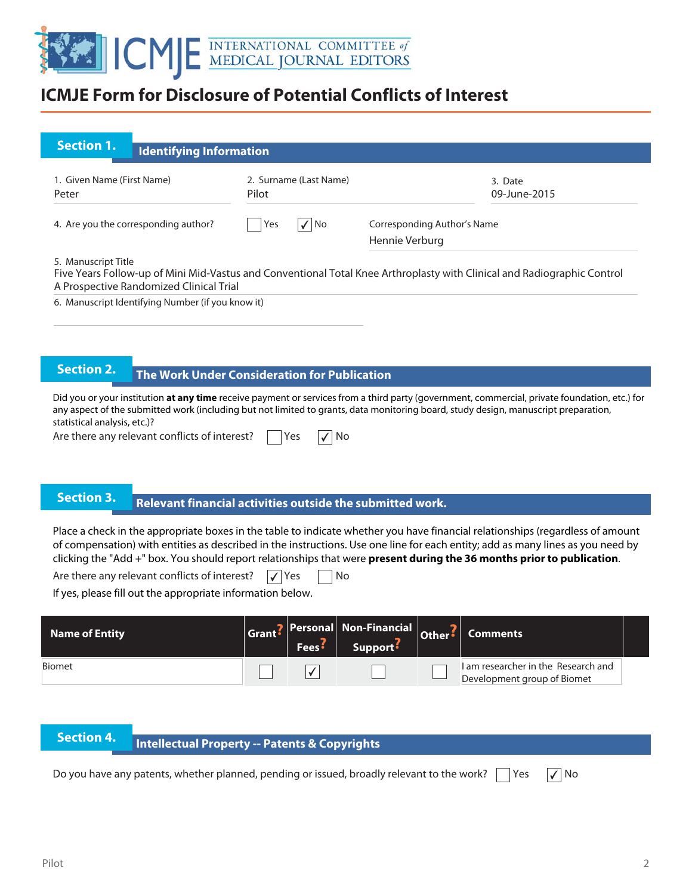# ICMJE Form for Disclosure of Potential Conflicts of Interest

## Section 1. Identifying Information

1. Given Name (First Name): Peter
2. Surname (Last Name): Pilot
3. Date: 09-June-2015
4. Are you the corresponding author? ☐ Yes ☑ No

Corresponding Author's Name: Hennie Verburg

5. Manuscript Title
Five Years Follow-up of Mini Mid-Vastus and Conventional Total Knee Arthroplasty with Clinical and Radiographic Control A Prospective Randomized Clinical Trial

6. Manuscript Identifying Number (if you know it)

## Section 2. The Work Under Consideration for Publication

Did you or your institution **at any time** receive payment or services from a third party (government, commercial, private foundation, etc.) for any aspect of the submitted work (including but not limited to grants, data monitoring board, study design, manuscript preparation, statistical analysis, etc.)?

Are there any relevant conflicts of interest? ☐ Yes ☑ No

## Section 3. Relevant financial activities outside the submitted work.

Place a check in the appropriate boxes in the table to indicate whether you have financial relationships (regardless of amount of compensation) with entities as described in the instructions. Use one line for each entity; add as many lines as you need by clicking the "Add +" box. You should report relationships that were **present during the 36 months prior to publication**.

Are there any relevant conflicts of interest? ☑ Yes ☐ No

If yes, please fill out the appropriate information below.

| Name of Entity | Grant | Personal Fees | Non-Financial Support | Other | Comments |
|---|---|---|---|---|---|
| Biomet | ☐ | ☑ | ☐ | ☐ | I am researcher in the Research and Development group of Biomet |

## Section 4. Intellectual Property -- Patents & Copyrights

Do you have any patents, whether planned, pending or issued, broadly relevant to the work? ☐ Yes ☑ No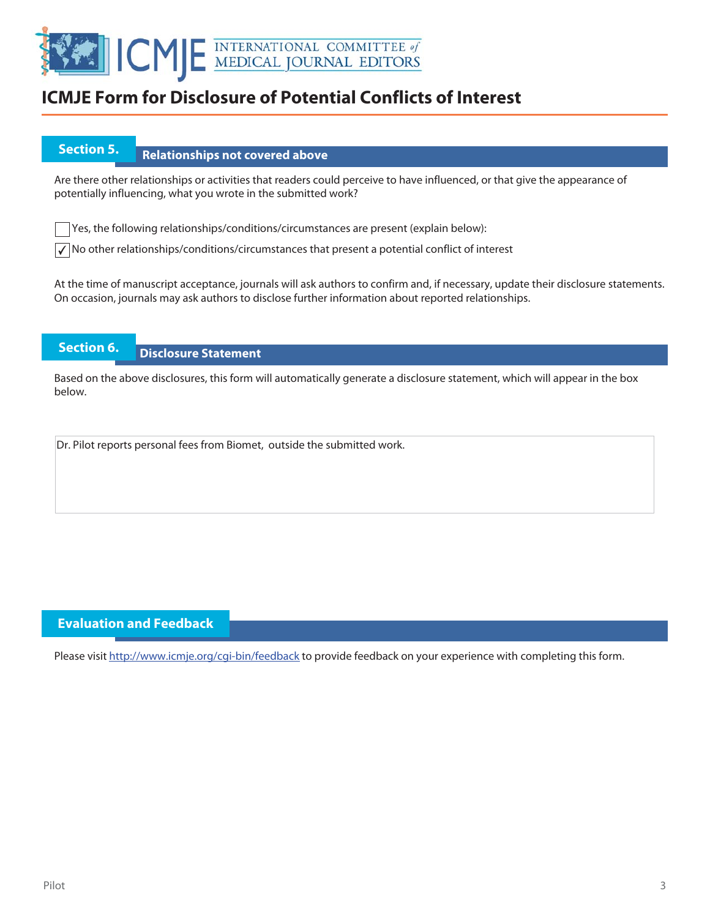# ICMJE Form for Disclosure of Potential Conflicts of Interest

## Section 5. Relationships not covered above

Are there other relationships or activities that readers could perceive to have influenced, or that give the appearance of potentially influencing, what you wrote in the submitted work?

☐ Yes, the following relationships/conditions/circumstances are present (explain below):

☑ No other relationships/conditions/circumstances that present a potential conflict of interest

At the time of manuscript acceptance, journals will ask authors to confirm and, if necessary, update their disclosure statements. On occasion, journals may ask authors to disclose further information about reported relationships.

## Section 6. Disclosure Statement

Based on the above disclosures, this form will automatically generate a disclosure statement, which will appear in the box below.

Dr. Pilot reports personal fees from Biomet, outside the submitted work.

## Evaluation and Feedback

Please visit http://www.icmje.org/cgi-bin/feedback to provide feedback on your experience with completing this form.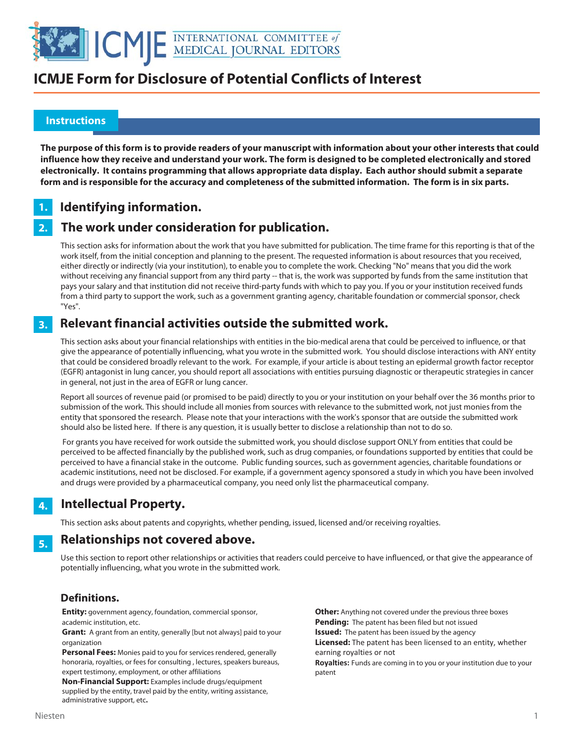# ICMJE Form for Disclosure of Potential Conflicts of Interest

## Instructions

**The purpose of this form is to provide readers of your manuscript with information about your other interests that could influence how they receive and understand your work. The form is designed to be completed electronically and stored electronically. It contains programming that allows appropriate data display. Each author should submit a separate form and is responsible for the accuracy and completeness of the submitted information. The form is in six parts.**

### 1. Identifying information.

### 2. The work under consideration for publication.

This section asks for information about the work that you have submitted for publication. The time frame for this reporting is that of the work itself, from the initial conception and planning to the present. The requested information is about resources that you received, either directly or indirectly (via your institution), to enable you to complete the work. Checking "No" means that you did the work without receiving any financial support from any third party -- that is, the work was supported by funds from the same institution that pays your salary and that institution did not receive third-party funds with which to pay you. If you or your institution received funds from a third party to support the work, such as a government granting agency, charitable foundation or commercial sponsor, check "Yes".

### 3. Relevant financial activities outside the submitted work.

This section asks about your financial relationships with entities in the bio-medical arena that could be perceived to influence, or that give the appearance of potentially influencing, what you wrote in the submitted work. You should disclose interactions with ANY entity that could be considered broadly relevant to the work. For example, if your article is about testing an epidermal growth factor receptor (EGFR) antagonist in lung cancer, you should report all associations with entities pursuing diagnostic or therapeutic strategies in cancer in general, not just in the area of EGFR or lung cancer.

Report all sources of revenue paid (or promised to be paid) directly to you or your institution on your behalf over the 36 months prior to submission of the work. This should include all monies from sources with relevance to the submitted work, not just monies from the entity that sponsored the research. Please note that your interactions with the work's sponsor that are outside the submitted work should also be listed here. If there is any question, it is usually better to disclose a relationship than not to do so.

For grants you have received for work outside the submitted work, you should disclose support ONLY from entities that could be perceived to be affected financially by the published work, such as drug companies, or foundations supported by entities that could be perceived to have a financial stake in the outcome. Public funding sources, such as government agencies, charitable foundations or academic institutions, need not be disclosed. For example, if a government agency sponsored a study in which you have been involved and drugs were provided by a pharmaceutical company, you need only list the pharmaceutical company.

### 4. Intellectual Property.

This section asks about patents and copyrights, whether pending, issued, licensed and/or receiving royalties.

### 5. Relationships not covered above.

Use this section to report other relationships or activities that readers could perceive to have influenced, or that give the appearance of potentially influencing, what you wrote in the submitted work.

### Definitions.

**Entity:** government agency, foundation, commercial sponsor, academic institution, etc.

**Grant:** A grant from an entity, generally [but not always] paid to your organization

**Personal Fees:** Monies paid to you for services rendered, generally honoraria, royalties, or fees for consulting , lectures, speakers bureaus, expert testimony, employment, or other affiliations

**Non-Financial Support:** Examples include drugs/equipment supplied by the entity, travel paid by the entity, writing assistance, administrative support, etc**.**

**Other:** Anything not covered under the previous three boxes

**Pending:** The patent has been filed but not issued

**Issued:** The patent has been issued by the agency

**Licensed:** The patent has been licensed to an entity, whether earning royalties or not

**Royalties:** Funds are coming in to you or your institution due to your patent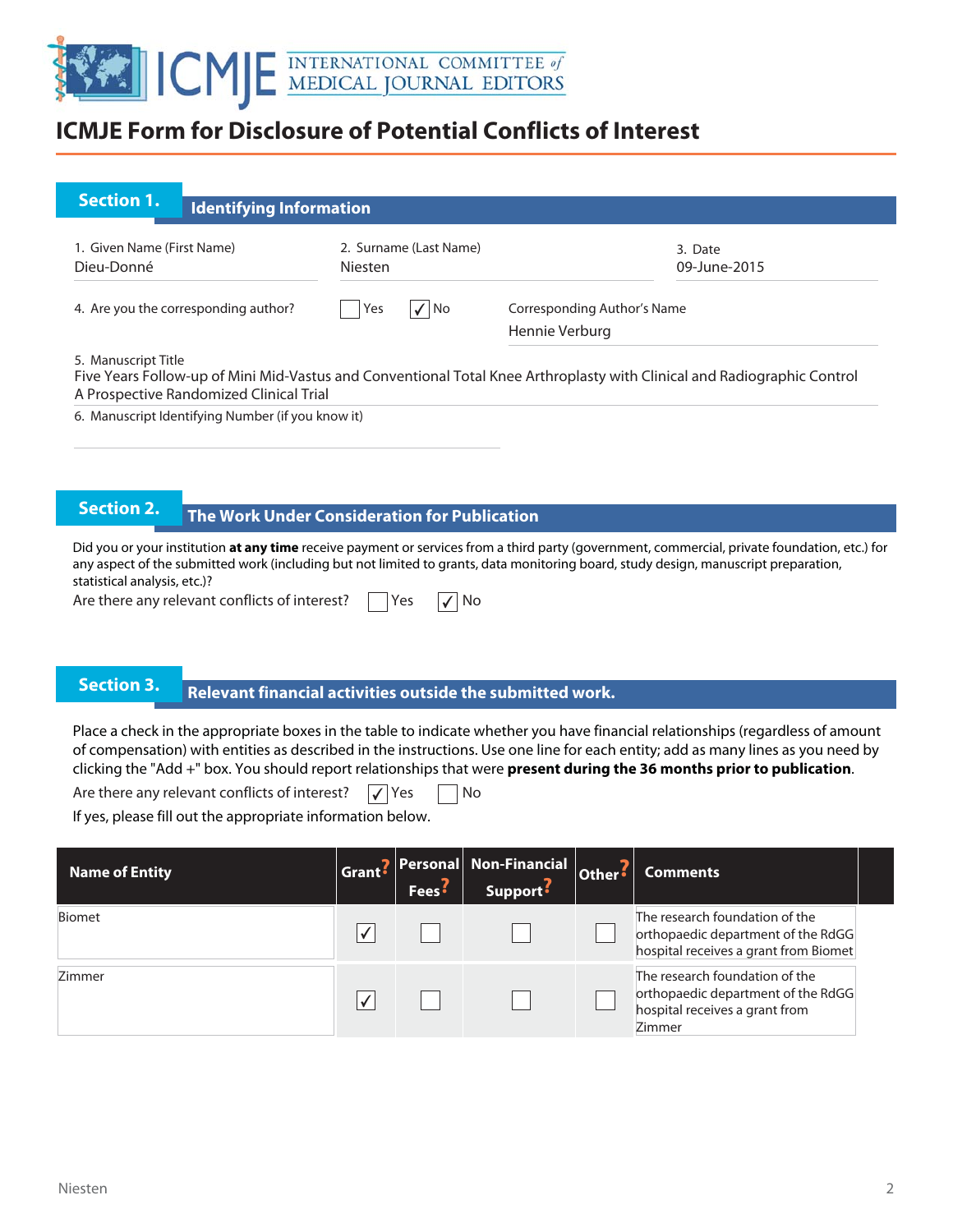# ICMJE Form for Disclosure of Potential Conflicts of Interest

## Section 1. Identifying Information

1. Given Name (First Name): Dieu-Donné
2. Surname (Last Name): Niesten
3. Date: 09-June-2015

4. Are you the corresponding author? ☐ Yes ☑ No

Corresponding Author's Name: Hennie Verburg

5. Manuscript Title: Five Years Follow-up of Mini Mid-Vastus and Conventional Total Knee Arthroplasty with Clinical and Radiographic Control A Prospective Randomized Clinical Trial

6. Manuscript Identifying Number (if you know it):

## Section 2. The Work Under Consideration for Publication

Did you or your institution **at any time** receive payment or services from a third party (government, commercial, private foundation, etc.) for any aspect of the submitted work (including but not limited to grants, data monitoring board, study design, manuscript preparation, statistical analysis, etc.)?

Are there any relevant conflicts of interest? ☐ Yes ☑ No

## Section 3. Relevant financial activities outside the submitted work.

Place a check in the appropriate boxes in the table to indicate whether you have financial relationships (regardless of amount of compensation) with entities as described in the instructions. Use one line for each entity; add as many lines as you need by clicking the "Add +" box. You should report relationships that were **present during the 36 months prior to publication**.

Are there any relevant conflicts of interest? ☑ Yes ☐ No

If yes, please fill out the appropriate information below.

| Name of Entity | Grant | Personal Fees | Non-Financial Support | Other | Comments |
|---|---|---|---|---|---|
| Biomet | ☑ | ☐ | ☐ | ☐ | The research foundation of the orthopaedic department of the RdGG hospital receives a grant from Biomet |
| Zimmer | ☑ | ☐ | ☐ | ☐ | The research foundation of the orthopaedic department of the RdGG hospital receives a grant from Zimmer |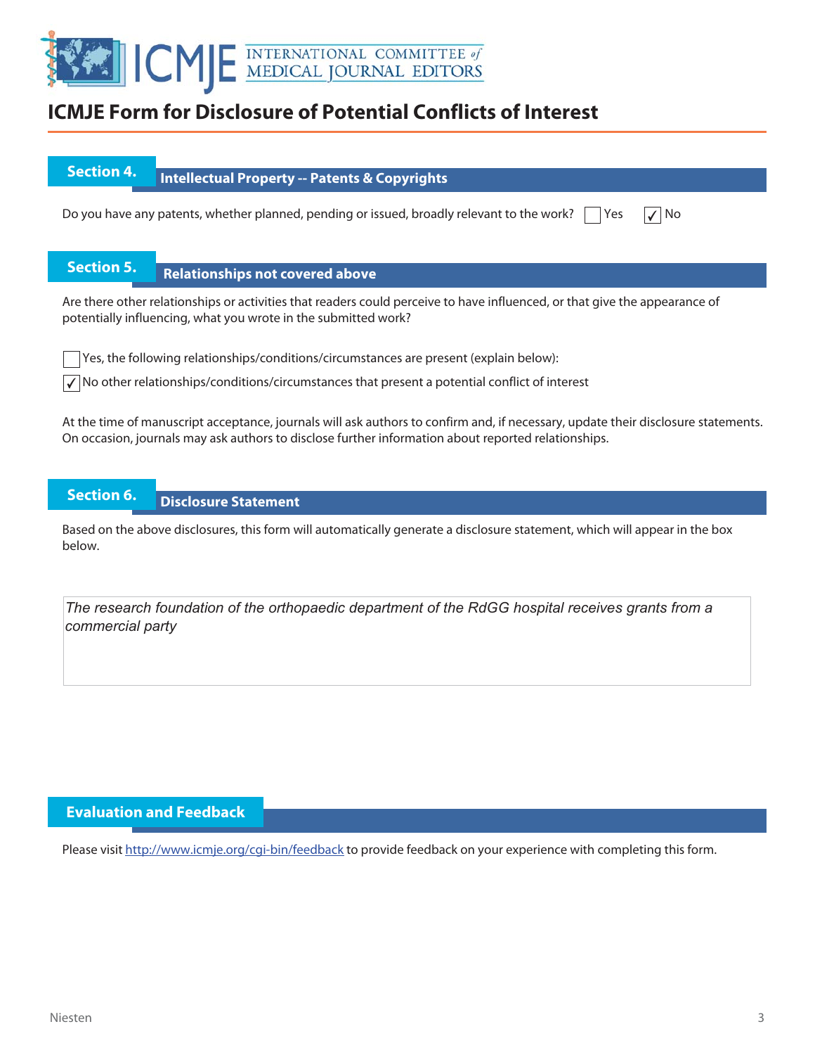# ICMJE Form for Disclosure of Potential Conflicts of Interest

## Section 4. Intellectual Property -- Patents & Copyrights

Do you have any patents, whether planned, pending or issued, broadly relevant to the work? ☐ Yes ☑ No

## Section 5. Relationships not covered above

Are there other relationships or activities that readers could perceive to have influenced, or that give the appearance of potentially influencing, what you wrote in the submitted work?

☐ Yes, the following relationships/conditions/circumstances are present (explain below):

☑ No other relationships/conditions/circumstances that present a potential conflict of interest

At the time of manuscript acceptance, journals will ask authors to confirm and, if necessary, update their disclosure statements. On occasion, journals may ask authors to disclose further information about reported relationships.

## Section 6. Disclosure Statement

Based on the above disclosures, this form will automatically generate a disclosure statement, which will appear in the box below.

*The research foundation of the orthopaedic department of the RdGG hospital receives grants from a commercial party*

## Evaluation and Feedback

Please visit http://www.icmje.org/cgi-bin/feedback to provide feedback on your experience with completing this form.